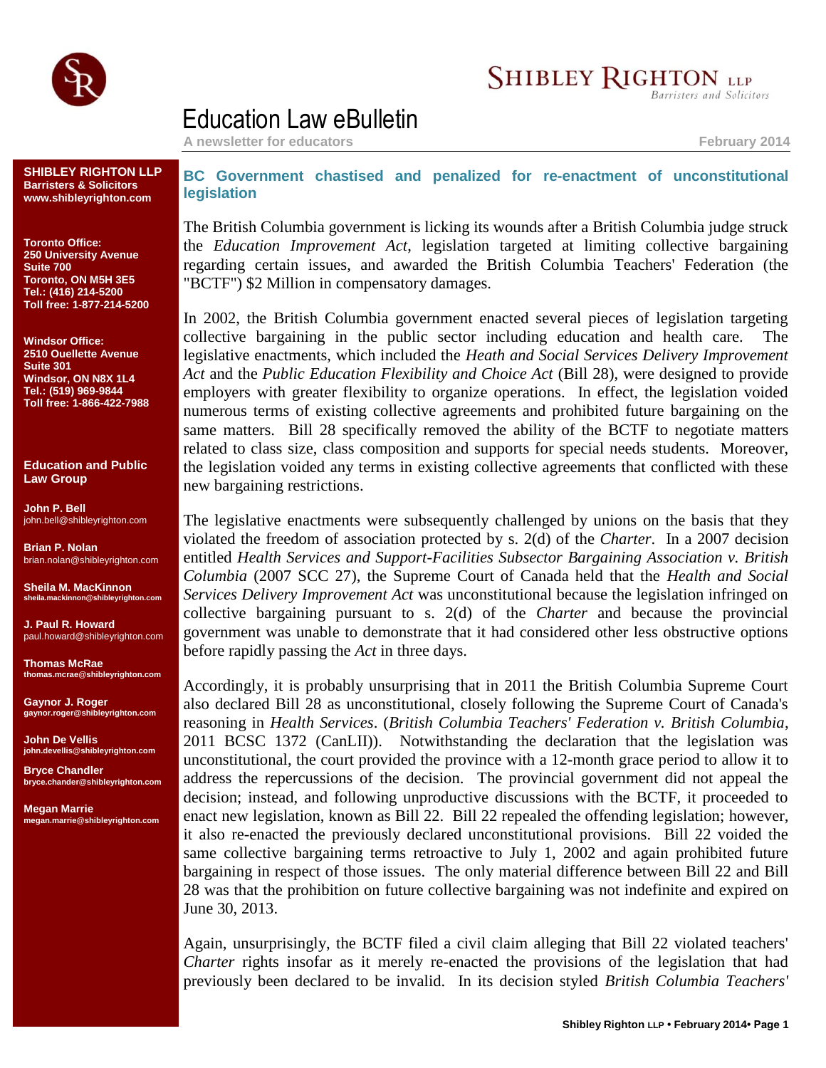SHIBLEY RIGHTON LLP
Barristers and Solicitors

# Education Law eBulletin

**A newsletter for educators** — **February 2014**

**SHIBLEY RIGHTON LLP**
**Barristers & Solicitors**
**www.shibleyrighton.com**

**Toronto Office:**
**250 University Avenue**
**Suite 700**
**Toronto, ON M5H 3E5**
**Tel.: (416) 214-5200**
**Toll free: 1-877-214-5200**

**Windsor Office:**
**2510 Ouellette Avenue**
**Suite 301**
**Windsor, ON N8X 1L4**
**Tel.: (519) 969-9844**
**Toll free: 1-866-422-7988**

**Education and Public Law Group**

**John P. Bell**
john.bell@shibleyrighton.com

**Brian P. Nolan**
brian.nolan@shibleyrighton.com

**Sheila M. MacKinnon**
sheila.mackinnon@shibleyrighton.com

**J. Paul R. Howard**
paul.howard@shibleyrighton.com

**Thomas McRae**
thomas.mcrae@shibleyrighton.com

**Gaynor J. Roger**
gaynor.roger@shibleyrighton.com

**John De Vellis**
john.devellis@shibleyrighton.com

**Bryce Chandler**
bryce.chander@shibleyrighton.com

**Megan Marrie**
megan.marrie@shibleyrighton.com

## BC Government chastised and penalized for re-enactment of unconstitutional legislation

The British Columbia government is licking its wounds after a British Columbia judge struck the *Education Improvement Act*, legislation targeted at limiting collective bargaining regarding certain issues, and awarded the British Columbia Teachers' Federation (the "BCTF") $2 Million in compensatory damages.

In 2002, the British Columbia government enacted several pieces of legislation targeting collective bargaining in the public sector including education and health care. The legislative enactments, which included the *Heath and Social Services Delivery Improvement Act* and the *Public Education Flexibility and Choice Act* (Bill 28), were designed to provide employers with greater flexibility to organize operations. In effect, the legislation voided numerous terms of existing collective agreements and prohibited future bargaining on the same matters. Bill 28 specifically removed the ability of the BCTF to negotiate matters related to class size, class composition and supports for special needs students. Moreover, the legislation voided any terms in existing collective agreements that conflicted with these new bargaining restrictions.

The legislative enactments were subsequently challenged by unions on the basis that they violated the freedom of association protected by s. 2(d) of the *Charter*. In a 2007 decision entitled *Health Services and Support-Facilities Subsector Bargaining Association v. British Columbia* (2007 SCC 27), the Supreme Court of Canada held that the *Health and Social Services Delivery Improvement Act* was unconstitutional because the legislation infringed on collective bargaining pursuant to s. 2(d) of the *Charter* and because the provincial government was unable to demonstrate that it had considered other less obstructive options before rapidly passing the *Act* in three days.

Accordingly, it is probably unsurprising that in 2011 the British Columbia Supreme Court also declared Bill 28 as unconstitutional, closely following the Supreme Court of Canada's reasoning in *Health Services*. (*British Columbia Teachers' Federation v. British Columbia*, 2011 BCSC 1372 (CanLII)). Notwithstanding the declaration that the legislation was unconstitutional, the court provided the province with a 12-month grace period to allow it to address the repercussions of the decision. The provincial government did not appeal the decision; instead, and following unproductive discussions with the BCTF, it proceeded to enact new legislation, known as Bill 22. Bill 22 repealed the offending legislation; however, it also re-enacted the previously declared unconstitutional provisions. Bill 22 voided the same collective bargaining terms retroactive to July 1, 2002 and again prohibited future bargaining in respect of those issues. The only material difference between Bill 22 and Bill 28 was that the prohibition on future collective bargaining was not indefinite and expired on June 30, 2013.

Again, unsurprisingly, the BCTF filed a civil claim alleging that Bill 22 violated teachers' *Charter* rights insofar as it merely re-enacted the provisions of the legislation that had previously been declared to be invalid. In its decision styled *British Columbia Teachers'*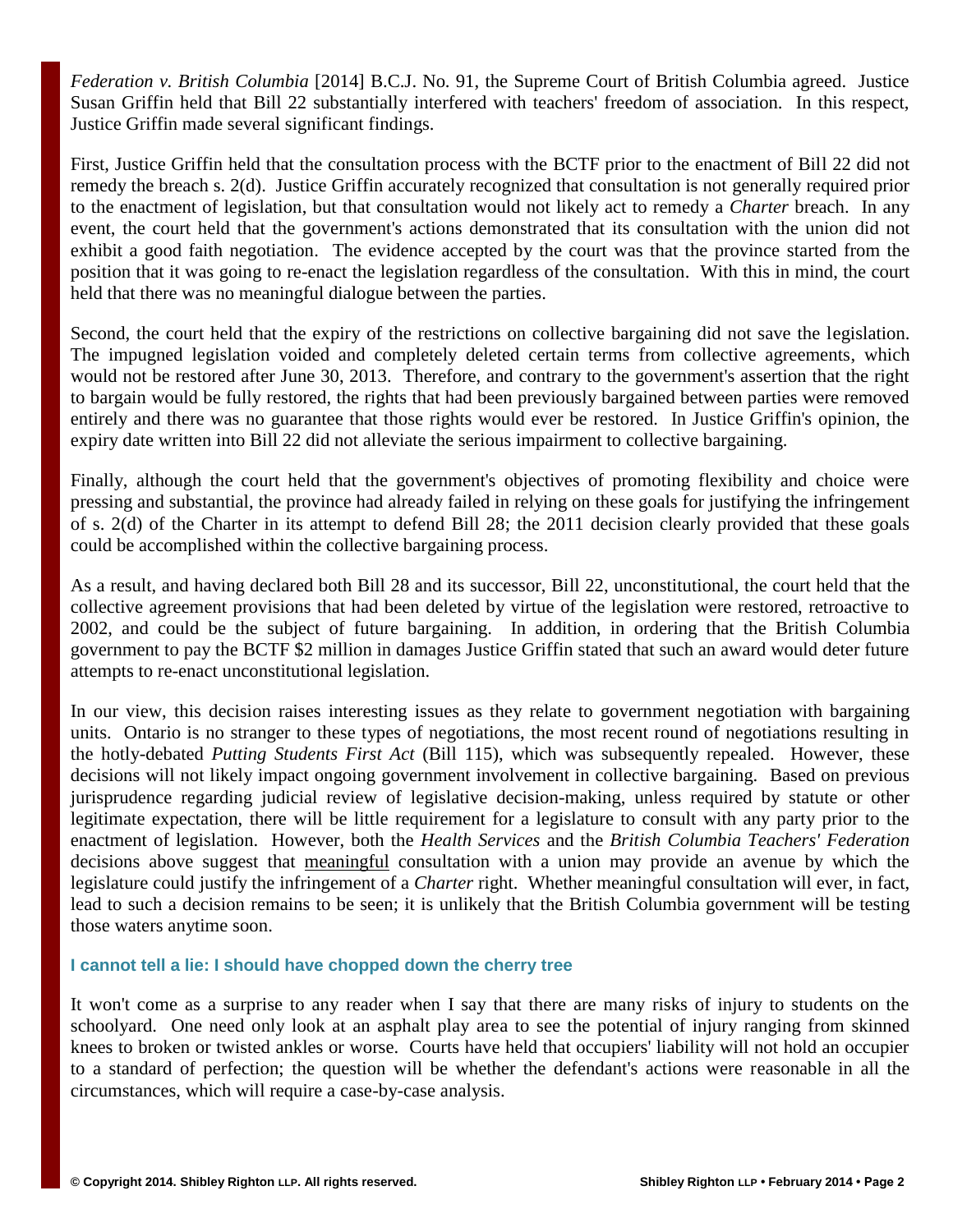*Federation v. British Columbia* [2014] B.C.J. No. 91, the Supreme Court of British Columbia agreed. Justice Susan Griffin held that Bill 22 substantially interfered with teachers' freedom of association. In this respect, Justice Griffin made several significant findings.

First, Justice Griffin held that the consultation process with the BCTF prior to the enactment of Bill 22 did not remedy the breach s. 2(d). Justice Griffin accurately recognized that consultation is not generally required prior to the enactment of legislation, but that consultation would not likely act to remedy a *Charter* breach. In any event, the court held that the government's actions demonstrated that its consultation with the union did not exhibit a good faith negotiation. The evidence accepted by the court was that the province started from the position that it was going to re-enact the legislation regardless of the consultation. With this in mind, the court held that there was no meaningful dialogue between the parties.

Second, the court held that the expiry of the restrictions on collective bargaining did not save the legislation. The impugned legislation voided and completely deleted certain terms from collective agreements, which would not be restored after June 30, 2013. Therefore, and contrary to the government's assertion that the right to bargain would be fully restored, the rights that had been previously bargained between parties were removed entirely and there was no guarantee that those rights would ever be restored. In Justice Griffin's opinion, the expiry date written into Bill 22 did not alleviate the serious impairment to collective bargaining.

Finally, although the court held that the government's objectives of promoting flexibility and choice were pressing and substantial, the province had already failed in relying on these goals for justifying the infringement of s. 2(d) of the Charter in its attempt to defend Bill 28; the 2011 decision clearly provided that these goals could be accomplished within the collective bargaining process.

As a result, and having declared both Bill 28 and its successor, Bill 22, unconstitutional, the court held that the collective agreement provisions that had been deleted by virtue of the legislation were restored, retroactive to 2002, and could be the subject of future bargaining. In addition, in ordering that the British Columbia government to pay the BCTF $2 million in damages Justice Griffin stated that such an award would deter future attempts to re-enact unconstitutional legislation.

In our view, this decision raises interesting issues as they relate to government negotiation with bargaining units. Ontario is no stranger to these types of negotiations, the most recent round of negotiations resulting in the hotly-debated *Putting Students First Act* (Bill 115), which was subsequently repealed. However, these decisions will not likely impact ongoing government involvement in collective bargaining. Based on previous jurisprudence regarding judicial review of legislative decision-making, unless required by statute or other legitimate expectation, there will be little requirement for a legislature to consult with any party prior to the enactment of legislation. However, both the *Health Services* and the *British Columbia Teachers' Federation* decisions above suggest that <u>meaningful</u> consultation with a union may provide an avenue by which the legislature could justify the infringement of a *Charter* right. Whether meaningful consultation will ever, in fact, lead to such a decision remains to be seen; it is unlikely that the British Columbia government will be testing those waters anytime soon.

### I cannot tell a lie: I should have chopped down the cherry tree

It won't come as a surprise to any reader when I say that there are many risks of injury to students on the schoolyard. One need only look at an asphalt play area to see the potential of injury ranging from skinned knees to broken or twisted ankles or worse. Courts have held that occupiers' liability will not hold an occupier to a standard of perfection; the question will be whether the defendant's actions were reasonable in all the circumstances, which will require a case-by-case analysis.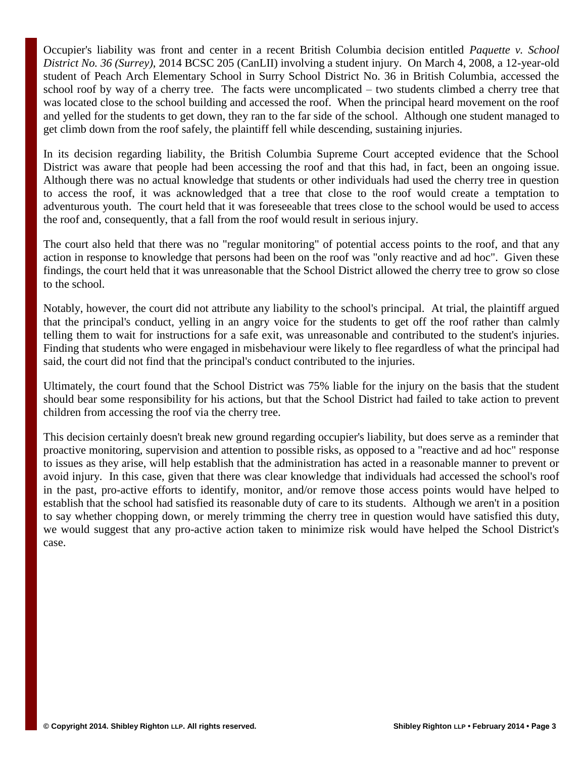Occupier's liability was front and center in a recent British Columbia decision entitled *Paquette v. School District No. 36 (Surrey)*, 2014 BCSC 205 (CanLII) involving a student injury. On March 4, 2008, a 12-year-old student of Peach Arch Elementary School in Surry School District No. 36 in British Columbia, accessed the school roof by way of a cherry tree. The facts were uncomplicated – two students climbed a cherry tree that was located close to the school building and accessed the roof. When the principal heard movement on the roof and yelled for the students to get down, they ran to the far side of the school. Although one student managed to get climb down from the roof safely, the plaintiff fell while descending, sustaining injuries.

In its decision regarding liability, the British Columbia Supreme Court accepted evidence that the School District was aware that people had been accessing the roof and that this had, in fact, been an ongoing issue. Although there was no actual knowledge that students or other individuals had used the cherry tree in question to access the roof, it was acknowledged that a tree that close to the roof would create a temptation to adventurous youth. The court held that it was foreseeable that trees close to the school would be used to access the roof and, consequently, that a fall from the roof would result in serious injury.

The court also held that there was no "regular monitoring" of potential access points to the roof, and that any action in response to knowledge that persons had been on the roof was "only reactive and ad hoc". Given these findings, the court held that it was unreasonable that the School District allowed the cherry tree to grow so close to the school.

Notably, however, the court did not attribute any liability to the school's principal. At trial, the plaintiff argued that the principal's conduct, yelling in an angry voice for the students to get off the roof rather than calmly telling them to wait for instructions for a safe exit, was unreasonable and contributed to the student's injuries. Finding that students who were engaged in misbehaviour were likely to flee regardless of what the principal had said, the court did not find that the principal's conduct contributed to the injuries.

Ultimately, the court found that the School District was 75% liable for the injury on the basis that the student should bear some responsibility for his actions, but that the School District had failed to take action to prevent children from accessing the roof via the cherry tree.

This decision certainly doesn't break new ground regarding occupier's liability, but does serve as a reminder that proactive monitoring, supervision and attention to possible risks, as opposed to a "reactive and ad hoc" response to issues as they arise, will help establish that the administration has acted in a reasonable manner to prevent or avoid injury. In this case, given that there was clear knowledge that individuals had accessed the school's roof in the past, pro-active efforts to identify, monitor, and/or remove those access points would have helped to establish that the school had satisfied its reasonable duty of care to its students. Although we aren't in a position to say whether chopping down, or merely trimming the cherry tree in question would have satisfied this duty, we would suggest that any pro-active action taken to minimize risk would have helped the School District's case.

**© Copyright 2014. Shibley Righton LLP. All rights reserved.**